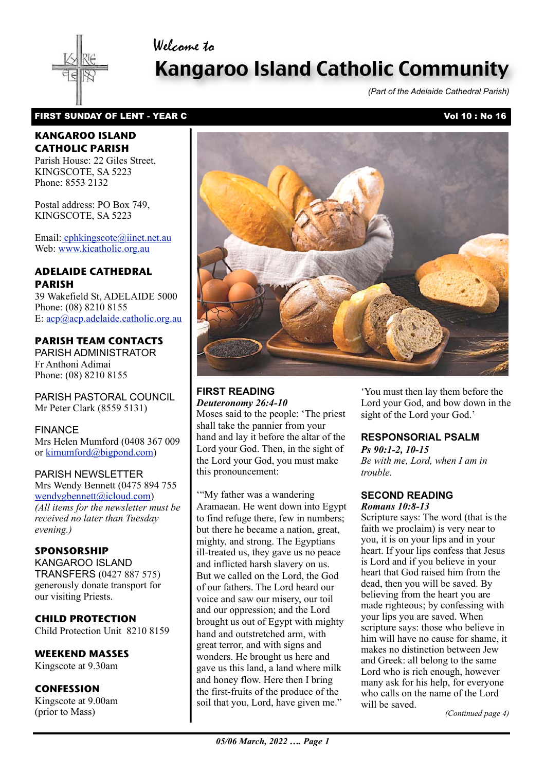Welcome to

# Kangaroo Island Catholic Community

*(Part of the Adelaide Cathedral Parish)*

**FIRST SUNDAY OF LENT - YEAR C** **Vol 10 : No 16**

## KANGAROO ISLAND CATHOLIC PARISH

Parish House: 22 Giles Street, KINGSCOTE, SA 5223
Phone: 8553 2132

Postal address: PO Box 749, KINGSCOTE, SA 5223

Email: cphkingscote@iinet.net.au
Web: www.kicatholic.org.au

## ADELAIDE CATHEDRAL PARISH

39 Wakefield St, ADELAIDE 5000
Phone: (08) 8210 8155
E: acp@acp.adelaide.catholic.org.au

## PARISH TEAM CONTACTS

PARISH ADMINISTRATOR
Fr Anthoni Adimai
Phone: (08) 8210 8155

PARISH PASTORAL COUNCIL
Mr Peter Clark (8559 5131)

FINANCE
Mrs Helen Mumford (0408 367 009 or kimumford@bigpond.com)

PARISH NEWSLETTER
Mrs Wendy Bennett (0475 894 755 wendygbennett@icloud.com)
*(All items for the newsletter must be received no later than Tuesday evening.)*

## SPONSORSHIP

KANGAROO ISLAND TRANSFERS (0427 887 575) generously donate transport for our visiting Priests.

## CHILD PROTECTION

Child Protection Unit 8210 8159

## WEEKEND MASSES

Kingscote at 9.30am

## CONFESSION

Kingscote at 9.00am (prior to Mass)

## FIRST READING

***Deuteronomy 26:4-10***

Moses said to the people: 'The priest shall take the pannier from your hand and lay it before the altar of the Lord your God. Then, in the sight of the Lord your God, you must make this pronouncement:

'"My father was a wandering Aramaean. He went down into Egypt to find refuge there, few in numbers; but there he became a nation, great, mighty, and strong. The Egyptians ill-treated us, they gave us no peace and inflicted harsh slavery on us. But we called on the Lord, the God of our fathers. The Lord heard our voice and saw our misery, our toil and our oppression; and the Lord brought us out of Egypt with mighty hand and outstretched arm, with great terror, and with signs and wonders. He brought us here and gave us this land, a land where milk and honey flow. Here then I bring the first-fruits of the produce of the soil that you, Lord, have given me."

'You must then lay them before the Lord your God, and bow down in the sight of the Lord your God.'

## RESPONSORIAL PSALM

***Ps 90:1-2, 10-15***

*Be with me, Lord, when I am in trouble.*

## SECOND READING

***Romans 10:8-13***

Scripture says: The word (that is the faith we proclaim) is very near to you, it is on your lips and in your heart. If your lips confess that Jesus is Lord and if you believe in your heart that God raised him from the dead, then you will be saved. By believing from the heart you are made righteous; by confessing with your lips you are saved. When scripture says: those who believe in him will have no cause for shame, it makes no distinction between Jew and Greek: all belong to the same Lord who is rich enough, however many ask for his help, for everyone who calls on the name of the Lord will be saved.

*(Continued page 4)*

*05/06 March, 2022 …. Page 1*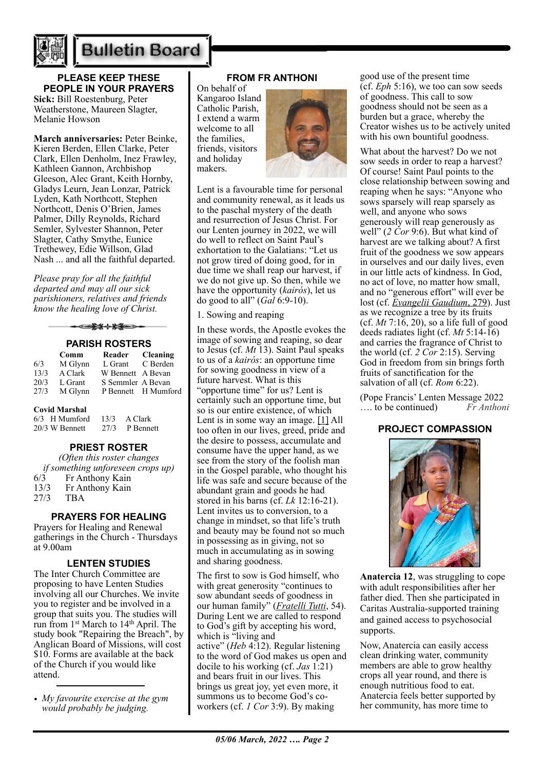# Bulletin Board

### PLEASE KEEP THESE PEOPLE IN YOUR PRAYERS

**Sick:** Bill Roestenburg, Peter Weatherstone, Maureen Slagter, Melanie Howson

**March anniversaries:** Peter Beinke, Kieren Berden, Ellen Clarke, Peter Clark, Ellen Denholm, Inez Frawley, Kathleen Gannon, Archbishop Gleeson, Alec Grant, Keith Hornby, Gladys Leurn, Jean Lonzar, Patrick Lyden, Kath Northcott, Stephen Northcott, Denis O'Brien, James Palmer, Dilly Reynolds, Richard Semler, Sylvester Shannon, Peter Slagter, Cathy Smythe, Eunice Trethewey, Edie Willson, Glad Nash ... and all the faithful departed.

*Please pray for all the faithful departed and may all our sick parishioners, relatives and friends know the healing love of Christ.*

### PARISH ROSTERS

| | Comm | Reader | Cleaning |
|---|---|---|---|
| 6/3 | M Glynn | L Grant | C Berden |
| 13/3 | A Clark | W Bennett | A Bevan |
| 20/3 | L Grant | S Semmler | A Bevan |
| 27/3 | M Glynn | P Bennett | H Mumford |

**Covid Marshal**

| | | | |
|---|---|---|---|
| 6/3 | H Mumford | 13/3 | A Clark |
| 20/3 | W Bennett | 27/3 | P Bennett |

### PRIEST ROSTER

*(Often this roster changes if something unforeseen crops up)*

| | |
|---|---|
| 6/3 | Fr Anthony Kain |
| 13/3 | Fr Anthony Kain |
| 27/3 | TBA |

### PRAYERS FOR HEALING

Prayers for Healing and Renewal gatherings in the Church - Thursdays at 9.00am

### LENTEN STUDIES

The Inter Church Committee are proposing to have Lenten Studies involving all our Churches. We invite you to register and be involved in a group that suits you. The studies will run from 1st March to 14th April. The study book "Repairing the Breach", by Anglican Board of Missions, will cost $10. Forms are available at the back of the Church if you would like attend.

- *My favourite exercise at the gym would probably be judging.*

### FROM FR ANTHONI

On behalf of Kangaroo Island Catholic Parish, I extend a warm welcome to all the families, friends, visitors and holiday makers.

Lent is a favourable time for personal and community renewal, as it leads us to the paschal mystery of the death and resurrection of Jesus Christ. For our Lenten journey in 2022, we will do well to reflect on Saint Paul's exhortation to the Galatians: "Let us not grow tired of doing good, for in due time we shall reap our harvest, if we do not give up. So then, while we have the opportunity (*kairós*), let us do good to all" (*Gal* 6:9-10).

1. Sowing and reaping

In these words, the Apostle evokes the image of sowing and reaping, so dear to Jesus (cf. *Mt* 13). Saint Paul speaks to us of a *kairós*: an opportune time for sowing goodness in view of a future harvest. What is this "opportune time" for us? Lent is certainly such an opportune time, but so is our entire existence, of which Lent is in some way an image. [1] All too often in our lives, greed, pride and the desire to possess, accumulate and consume have the upper hand, as we see from the story of the foolish man in the Gospel parable, who thought his life was safe and secure because of the abundant grain and goods he had stored in his barns (cf. *Lk* 12:16-21). Lent invites us to conversion, to a change in mindset, so that life's truth and beauty may be found not so much in possessing as in giving, not so much in accumulating as in sowing and sharing goodness.

The first to sow is God himself, who with great generosity "continues to sow abundant seeds of goodness in our human family" (*Fratelli Tutti*, 54). During Lent we are called to respond to God's gift by accepting his word, which is "living and active" (*Heb* 4:12). Regular listening to the word of God makes us open and docile to his working (cf. *Jas* 1:21) and bears fruit in our lives. This brings us great joy, yet even more, it summons us to become God's co-workers (cf. *1 Cor* 3:9). By making good use of the present time (cf. *Eph* 5:16), we too can sow seeds of goodness. This call to sow goodness should not be seen as a burden but a grace, whereby the Creator wishes us to be actively united with his own bountiful goodness.

What about the harvest? Do we not sow seeds in order to reap a harvest? Of course! Saint Paul points to the close relationship between sowing and reaping when he says: "Anyone who sows sparsely will reap sparsely as well, and anyone who sows generously will reap generously as well" (*2 Cor* 9:6). But what kind of harvest are we talking about? A first fruit of the goodness we sow appears in ourselves and our daily lives, even in our little acts of kindness. In God, no act of love, no matter how small, and no "generous effort" will ever be lost (cf. *Evangelii Gaudium*, 279). Just as we recognize a tree by its fruits (cf. *Mt* 7:16, 20), so a life full of good deeds radiates light (cf. *Mt* 5:14-16) and carries the fragrance of Christ to the world (cf. *2 Cor* 2:15). Serving God in freedom from sin brings forth fruits of sanctification for the salvation of all (cf. *Rom* 6:22).

(Pope Francis' Lenten Message 2022 …. to be continued) *Fr Anthoni*

### PROJECT COMPASSION

**Anatercia 12**, was struggling to cope with adult responsibilities after her father died. Then she participated in Caritas Australia-supported training and gained access to psychosocial supports.

Now, Anatercia can easily access clean drinking water, community members are able to grow healthy crops all year round, and there is enough nutritious food to eat. Anatercia feels better supported by her community, has more time to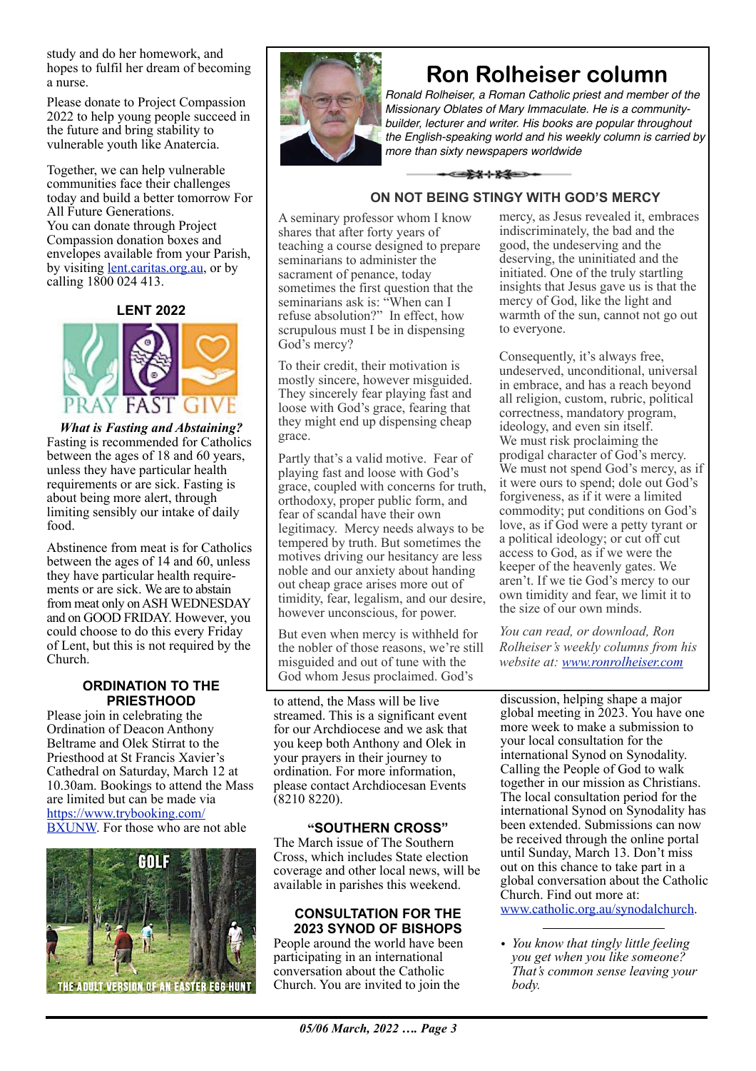study and do her homework, and hopes to fulfil her dream of becoming a nurse.

Please donate to Project Compassion 2022 to help young people succeed in the future and bring stability to vulnerable youth like Anatercia.

Together, we can help vulnerable communities face their challenges today and build a better tomorrow For All Future Generations.
You can donate through Project Compassion donation boxes and envelopes available from your Parish, by visiting lent.caritas.org.au, or by calling 1800 024 413.

### LENT 2022

PRAY FAST GIVE

***What is Fasting and Abstaining?***
Fasting is recommended for Catholics between the ages of 18 and 60 years, unless they have particular health requirements or are sick. Fasting is about being more alert, through limiting sensibly our intake of daily food.

Abstinence from meat is for Catholics between the ages of 14 and 60, unless they have particular health requirements or are sick. We are to abstain from meat only on ASH WEDNESDAY and on GOOD FRIDAY. However, you could choose to do this every Friday of Lent, but this is not required by the Church.

### ORDINATION TO THE PRIESTHOOD

Please join in celebrating the Ordination of Deacon Anthony Beltrame and Olek Stirrat to the Priesthood at St Francis Xavier's Cathedral on Saturday, March 12 at 10.30am. Bookings to attend the Mass are limited but can be made via https://www.trybooking.com/BXUNW. For those who are not able to attend, the Mass will be live streamed. This is a significant event for our Archdiocese and we ask that you keep both Anthony and Olek in your prayers in their journey to ordination. For more information, please contact Archdiocesan Events (8210 8220).

GOLF
THE ADULT VERSION OF AN EASTER EGG HUNT

# Ron Rolheiser column

*Ronald Rolheiser, a Roman Catholic priest and member of the Missionary Oblates of Mary Immaculate. He is a community-builder, lecturer and writer. His books are popular throughout the English-speaking world and his weekly column is carried by more than sixty newspapers worldwide*

### ON NOT BEING STINGY WITH GOD'S MERCY

A seminary professor whom I know shares that after forty years of teaching a course designed to prepare seminarians to administer the sacrament of penance, today sometimes the first question that the seminarians ask is: "When can I refuse absolution?" In effect, how scrupulous must I be in dispensing God's mercy?

To their credit, their motivation is mostly sincere, however misguided. They sincerely fear playing fast and loose with God's grace, fearing that they might end up dispensing cheap grace.

Partly that's a valid motive. Fear of playing fast and loose with God's grace, coupled with concerns for truth, orthodoxy, proper public form, and fear of scandal have their own legitimacy. Mercy needs always to be tempered by truth. But sometimes the motives driving our hesitancy are less noble and our anxiety about handing out cheap grace arises more out of timidity, fear, legalism, and our desire, however unconscious, for power.

But even when mercy is withheld for the nobler of those reasons, we're still misguided and out of tune with the God whom Jesus proclaimed. God's mercy, as Jesus revealed it, embraces indiscriminately, the bad and the good, the undeserving and the deserving, the uninitiated and the initiated. One of the truly startling insights that Jesus gave us is that the mercy of God, like the light and warmth of the sun, cannot not go out to everyone.

Consequently, it's always free, undeserved, unconditional, universal in embrace, and has a reach beyond all religion, custom, rubric, political correctness, mandatory program, ideology, and even sin itself.
We must risk proclaiming the prodigal character of God's mercy. We must not spend God's mercy, as if it were ours to spend; dole out God's forgiveness, as if it were a limited commodity; put conditions on God's love, as if God were a petty tyrant or a political ideology; or cut off cut access to God, as if we were the keeper of the heavenly gates. We aren't. If we tie God's mercy to our own timidity and fear, we limit it to the size of our own minds.

*You can read, or download, Ron Rolheiser's weekly columns from his website at: www.ronrolheiser.com*

### "SOUTHERN CROSS"

The March issue of The Southern Cross, which includes State election coverage and other local news, will be available in parishes this weekend.

### CONSULTATION FOR THE 2023 SYNOD OF BISHOPS

People around the world have been participating in an international conversation about the Catholic Church. You are invited to join the discussion, helping shape a major global meeting in 2023. You have one more week to make a submission to your local consultation for the international Synod on Synodality. Calling the People of God to walk together in our mission as Christians. The local consultation period for the international Synod on Synodality has been extended. Submissions can now be received through the online portal until Sunday, March 13. Don't miss out on this chance to take part in a global conversation about the Catholic Church. Find out more at: www.catholic.org.au/synodalchurch.

---

- *You know that tingly little feeling you get when you like someone? That's common sense leaving your body.*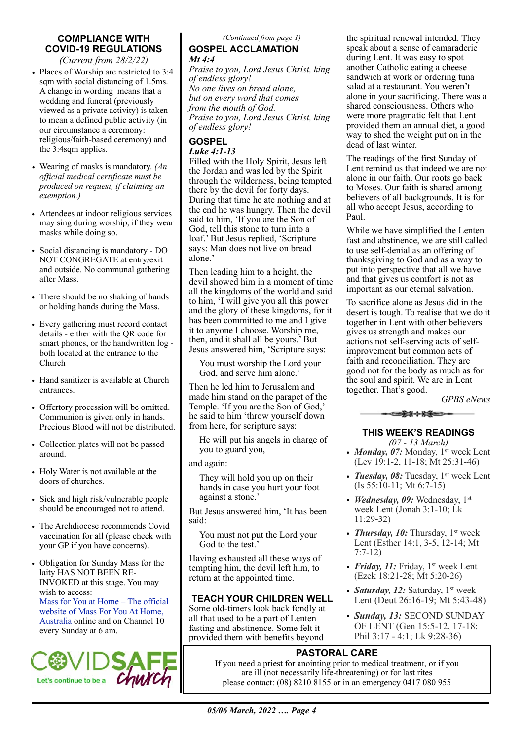## COMPLIANCE WITH COVID-19 REGULATIONS

*(Current from 28/2/22)*

- Places of Worship are restricted to 3:4 sqm with social distancing of 1.5ms. A change in wording means that a wedding and funeral (previously viewed as a private activity) is taken to mean a defined public activity (in our circumstance a ceremony: religious/faith-based ceremony) and the 3:4sqm applies.
- Wearing of masks is mandatory. *(An official medical certificate must be produced on request, if claiming an exemption.)*
- Attendees at indoor religious services may sing during worship, if they wear masks while doing so.
- Social distancing is mandatory - DO NOT CONGREGATE at entry/exit and outside. No communal gathering after Mass.
- There should be no shaking of hands or holding hands during the Mass.
- Every gathering must record contact details - either with the QR code for smart phones, or the handwritten log - both located at the entrance to the Church
- Hand sanitizer is available at Church entrances.
- Offertory procession will be omitted. Communion is given only in hands. Precious Blood will not be distributed.
- Collection plates will not be passed around.
- Holy Water is not available at the doors of churches.
- Sick and high risk/vulnerable people should be encouraged not to attend.
- The Archdiocese recommends Covid vaccination for all (please check with your GP if you have concerns).
- Obligation for Sunday Mass for the laity HAS NOT BEEN RE-INVOKED at this stage. You may wish to access: Mass for You at Home – The official website of Mass For You At Home, Australia online and on Channel 10 every Sunday at 6 am.

COVIDSAFE church
Let's continue to be a

*(Continued from page 1)*

## GOSPEL ACCLAMATION

***Mt 4:4***

*Praise to you, Lord Jesus Christ, king of endless glory!*
*No one lives on bread alone,*
*but on every word that comes*
*from the mouth of God.*
*Praise to you, Lord Jesus Christ, king of endless glory!*

## GOSPEL

***Luke 4:1-13***

Filled with the Holy Spirit, Jesus left the Jordan and was led by the Spirit through the wilderness, being tempted there by the devil for forty days. During that time he ate nothing and at the end he was hungry. Then the devil said to him, 'If you are the Son of God, tell this stone to turn into a loaf.' But Jesus replied, 'Scripture says: Man does not live on bread alone.'

Then leading him to a height, the devil showed him in a moment of time all the kingdoms of the world and said to him, 'I will give you all this power and the glory of these kingdoms, for it has been committed to me and I give it to anyone I choose. Worship me, then, and it shall all be yours.' But Jesus answered him, 'Scripture says:

> You must worship the Lord your God, and serve him alone.'

Then he led him to Jerusalem and made him stand on the parapet of the Temple. 'If you are the Son of God,' he said to him 'throw yourself down from here, for scripture says:

> He will put his angels in charge of you to guard you,

and again:

> They will hold you up on their hands in case you hurt your foot against a stone.'

But Jesus answered him, 'It has been said:

> You must not put the Lord your God to the test.'

Having exhausted all these ways of tempting him, the devil left him, to return at the appointed time.

## TEACH YOUR CHILDREN WELL

Some old-timers look back fondly at all that used to be a part of Lenten fasting and abstinence. Some felt it provided them with benefits beyond the spiritual renewal intended. They speak about a sense of camaraderie during Lent. It was easy to spot another Catholic eating a cheese sandwich at work or ordering tuna salad at a restaurant. You weren't alone in your sacrificing. There was a shared consciousness. Others who were more pragmatic felt that Lent provided them an annual diet, a good way to shed the weight put on in the dead of last winter.

The readings of the first Sunday of Lent remind us that indeed we are not alone in our faith. Our roots go back to Moses. Our faith is shared among believers of all backgrounds. It is for all who accept Jesus, according to Paul.

While we have simplified the Lenten fast and abstinence, we are still called to use self-denial as an offering of thanksgiving to God and as a way to put into perspective that all we have and that gives us comfort is not as important as our eternal salvation.

To sacrifice alone as Jesus did in the desert is tough. To realise that we do it together in Lent with other believers gives us strength and makes our actions not self-serving acts of self-improvement but common acts of faith and reconciliation. They are good not for the body as much as for the soul and spirit. We are in Lent together. That's good.

*GPBS eNews*

## THIS WEEK'S READINGS

*(07 - 13 March)*

- ***Monday, 07:*** Monday, 1st week Lent (Lev 19:1-2, 11-18; Mt 25:31-46)
- ***Tuesday, 08:*** Tuesday, 1st week Lent (Is 55:10-11; Mt 6:7-15)
- ***Wednesday, 09:*** Wednesday, 1st week Lent (Jonah 3:1-10; Lk 11:29-32)
- ***Thursday, 10:*** Thursday, 1st week Lent (Esther 14:1, 3-5, 12-14; Mt 7:7-12)
- ***Friday, 11:*** Friday, 1st week Lent (Ezek 18:21-28; Mt 5:20-26)
- ***Saturday, 12:*** Saturday, 1st week Lent (Deut 26:16-19; Mt 5:43-48)
- ***Sunday, 13:*** SECOND SUNDAY OF LENT (Gen 15:5-12, 17-18; Phil 3:17 - 4:1; Lk 9:28-36)

## PASTORAL CARE

If you need a priest for anointing prior to medical treatment, or if you are ill (not necessarily life-threatening) or for last rites please contact: (08) 8210 8155 or in an emergency 0417 080 955